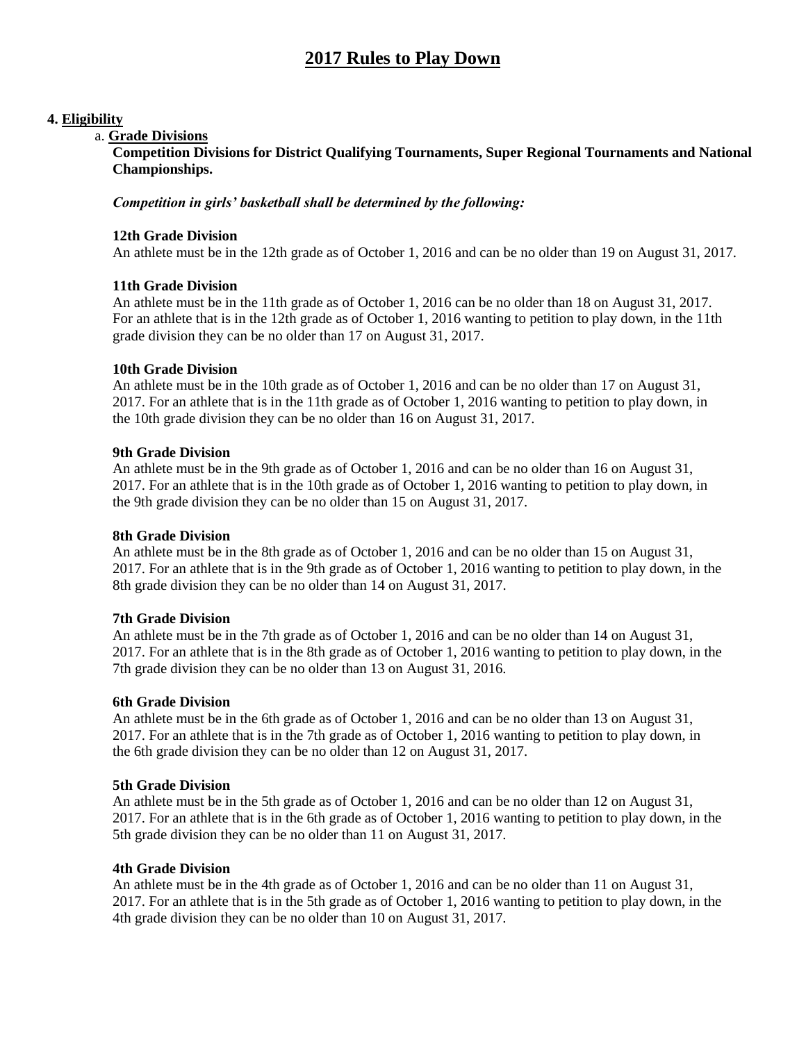# 2017 Rules to Play Down

**4. Eligibility**

a. **Grade Divisions**

**Competition Divisions for District Qualifying Tournaments, Super Regional Tournaments and National Championships.**

***Competition in girls' basketball shall be determined by the following:***

**12th Grade Division**

An athlete must be in the 12th grade as of October 1, 2016 and can be no older than 19 on August 31, 2017.

**11th Grade Division**

An athlete must be in the 11th grade as of October 1, 2016 can be no older than 18 on August 31, 2017. For an athlete that is in the 12th grade as of October 1, 2016 wanting to petition to play down, in the 11th grade division they can be no older than 17 on August 31, 2017.

**10th Grade Division**

An athlete must be in the 10th grade as of October 1, 2016 and can be no older than 17 on August 31, 2017. For an athlete that is in the 11th grade as of October 1, 2016 wanting to petition to play down, in the 10th grade division they can be no older than 16 on August 31, 2017.

**9th Grade Division**

An athlete must be in the 9th grade as of October 1, 2016 and can be no older than 16 on August 31, 2017. For an athlete that is in the 10th grade as of October 1, 2016 wanting to petition to play down, in the 9th grade division they can be no older than 15 on August 31, 2017.

**8th Grade Division**

An athlete must be in the 8th grade as of October 1, 2016 and can be no older than 15 on August 31, 2017. For an athlete that is in the 9th grade as of October 1, 2016 wanting to petition to play down, in the 8th grade division they can be no older than 14 on August 31, 2017.

**7th Grade Division**

An athlete must be in the 7th grade as of October 1, 2016 and can be no older than 14 on August 31, 2017. For an athlete that is in the 8th grade as of October 1, 2016 wanting to petition to play down, in the 7th grade division they can be no older than 13 on August 31, 2016.

**6th Grade Division**

An athlete must be in the 6th grade as of October 1, 2016 and can be no older than 13 on August 31, 2017. For an athlete that is in the 7th grade as of October 1, 2016 wanting to petition to play down, in the 6th grade division they can be no older than 12 on August 31, 2017.

**5th Grade Division**

An athlete must be in the 5th grade as of October 1, 2016 and can be no older than 12 on August 31, 2017. For an athlete that is in the 6th grade as of October 1, 2016 wanting to petition to play down, in the 5th grade division they can be no older than 11 on August 31, 2017.

**4th Grade Division**

An athlete must be in the 4th grade as of October 1, 2016 and can be no older than 11 on August 31, 2017. For an athlete that is in the 5th grade as of October 1, 2016 wanting to petition to play down, in the 4th grade division they can be no older than 10 on August 31, 2017.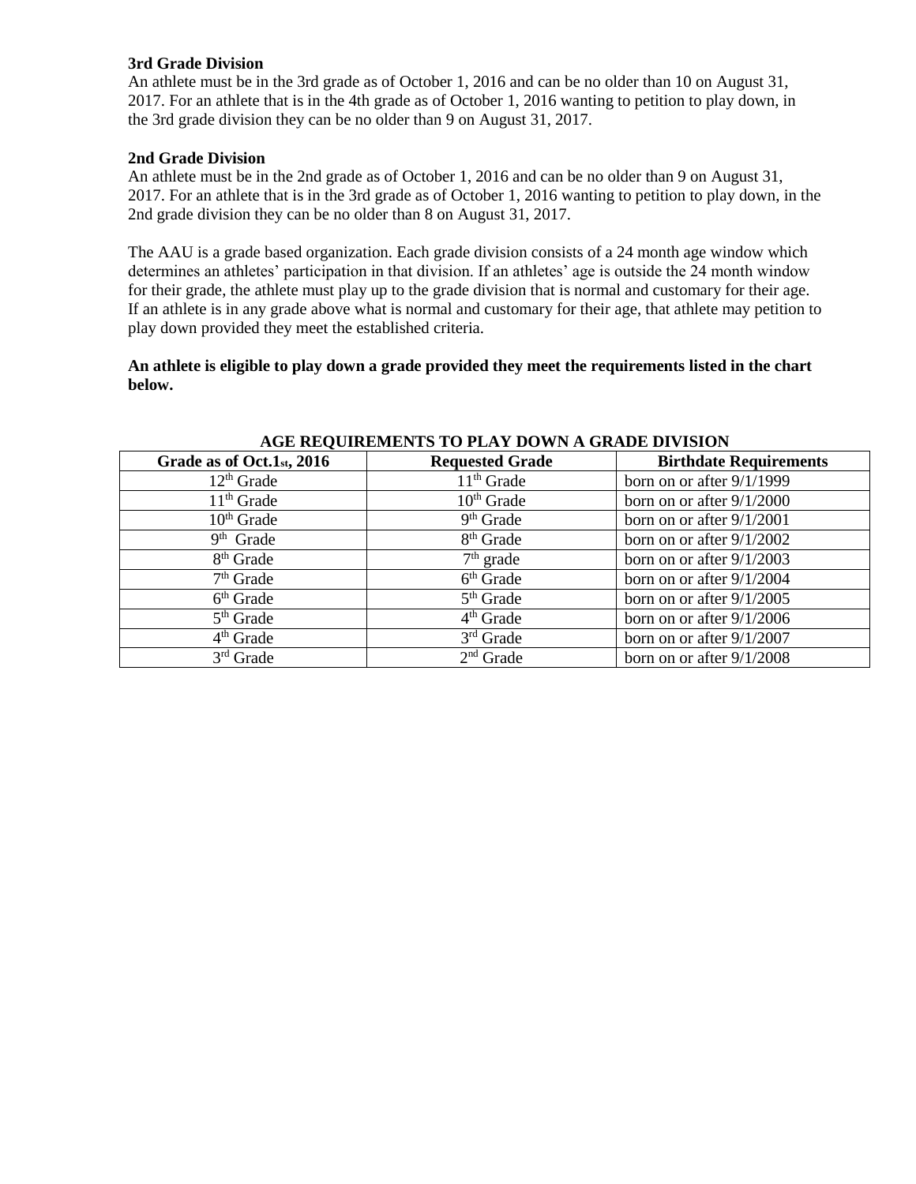**3rd Grade Division**
An athlete must be in the 3rd grade as of October 1, 2016 and can be no older than 10 on August 31, 2017. For an athlete that is in the 4th grade as of October 1, 2016 wanting to petition to play down, in the 3rd grade division they can be no older than 9 on August 31, 2017.

**2nd Grade Division**
An athlete must be in the 2nd grade as of October 1, 2016 and can be no older than 9 on August 31, 2017. For an athlete that is in the 3rd grade as of October 1, 2016 wanting to petition to play down, in the 2nd grade division they can be no older than 8 on August 31, 2017.

The AAU is a grade based organization. Each grade division consists of a 24 month age window which determines an athletes' participation in that division. If an athletes' age is outside the 24 month window for their grade, the athlete must play up to the grade division that is normal and customary for their age. If an athlete is in any grade above what is normal and customary for their age, that athlete may petition to play down provided they meet the established criteria.

**An athlete is eligible to play down a grade provided they meet the requirements listed in the chart below.**

**AGE REQUIREMENTS TO PLAY DOWN A GRADE DIVISION**

| Grade as of Oct.1st, 2016 | Requested Grade | Birthdate Requirements |
|---|---|---|
| 12th Grade | 11th Grade | born on or after 9/1/1999 |
| 11th Grade | 10th Grade | born on or after 9/1/2000 |
| 10th Grade | 9th Grade | born on or after 9/1/2001 |
| 9th Grade | 8th Grade | born on or after 9/1/2002 |
| 8th Grade | 7th grade | born on or after 9/1/2003 |
| 7th Grade | 6th Grade | born on or after 9/1/2004 |
| 6th Grade | 5th Grade | born on or after 9/1/2005 |
| 5th Grade | 4th Grade | born on or after 9/1/2006 |
| 4th Grade | 3rd Grade | born on or after 9/1/2007 |
| 3rd Grade | 2nd Grade | born on or after 9/1/2008 |